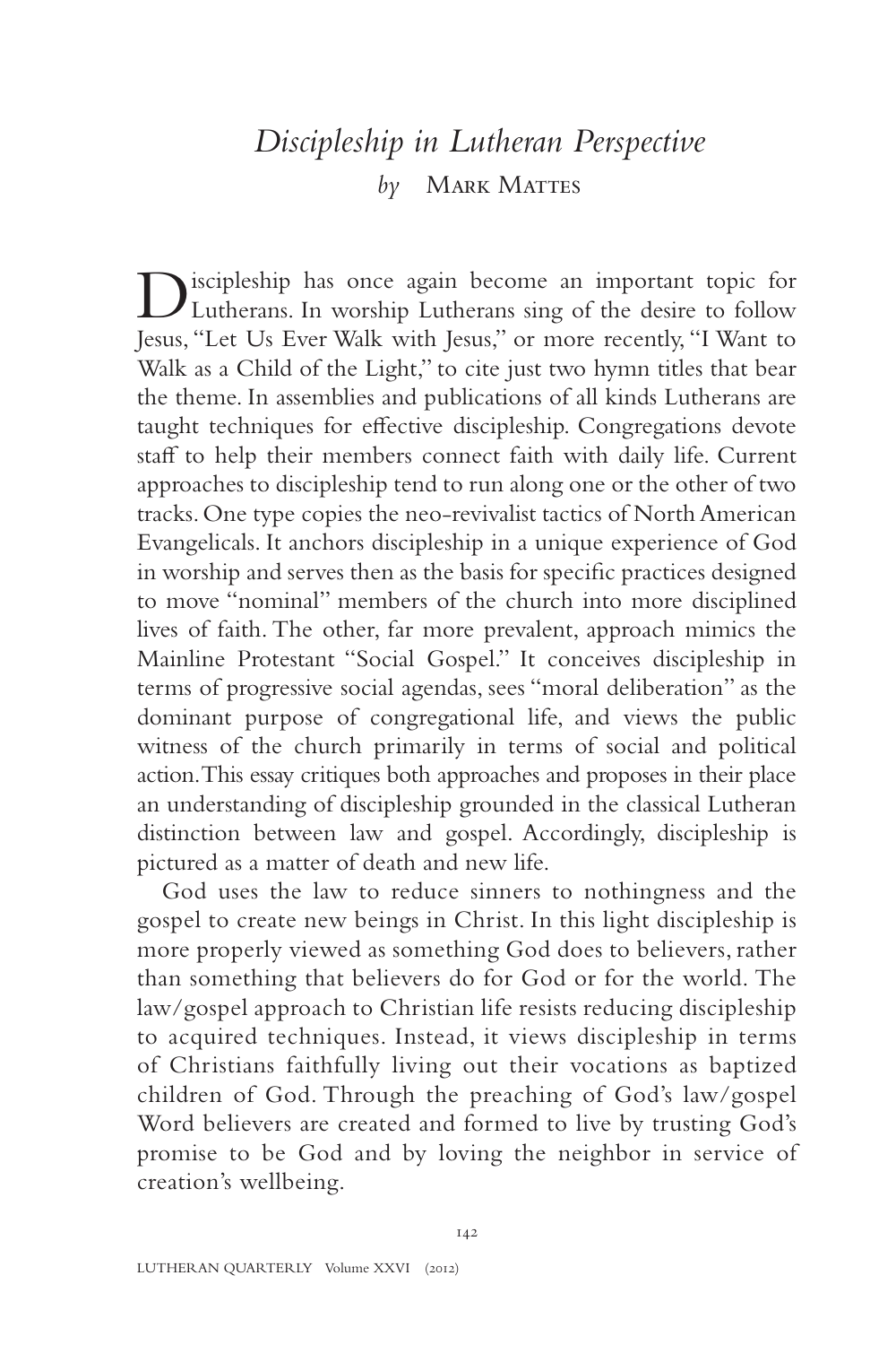# *Discipleship in Lutheran Perspective*

*by* Mark Mattes

Discipleship has once again become an important topic for Lutherans. In worship Lutherans sing of the desire to follow Jesus, "Let Us Ever Walk with Jesus," or more recently, "I Want to Walk as a Child of the Light," to cite just two hymn titles that bear the theme. In assemblies and publications of all kinds Lutherans are taught techniques for effective discipleship. Congregations devote staff to help their members connect faith with daily life. Current approaches to discipleship tend to run along one or the other of two tracks. One type copies the neo-revivalist tactics of North American Evangelicals. It anchors discipleship in a unique experience of God in worship and serves then as the basis for specific practices designed to move "nominal" members of the church into more disciplined lives of faith. The other, far more prevalent, approach mimics the Mainline Protestant "Social Gospel." It conceives discipleship in terms of progressive social agendas, sees "moral deliberation" as the dominant purpose of congregational life, and views the public witness of the church primarily in terms of social and political action. This essay critiques both approaches and proposes in their place an understanding of discipleship grounded in the classical Lutheran distinction between law and gospel. Accordingly, discipleship is pictured as a matter of death and new life.

God uses the law to reduce sinners to nothingness and the gospel to create new beings in Christ. In this light discipleship is more properly viewed as something God does to believers, rather than something that believers do for God or for the world. The law/gospel approach to Christian life resists reducing discipleship to acquired techniques. Instead, it views discipleship in terms of Christians faithfully living out their vocations as baptized children of God. Through the preaching of God's law/gospel Word believers are created and formed to live by trusting God's promise to be God and by loving the neighbor in service of creation's wellbeing.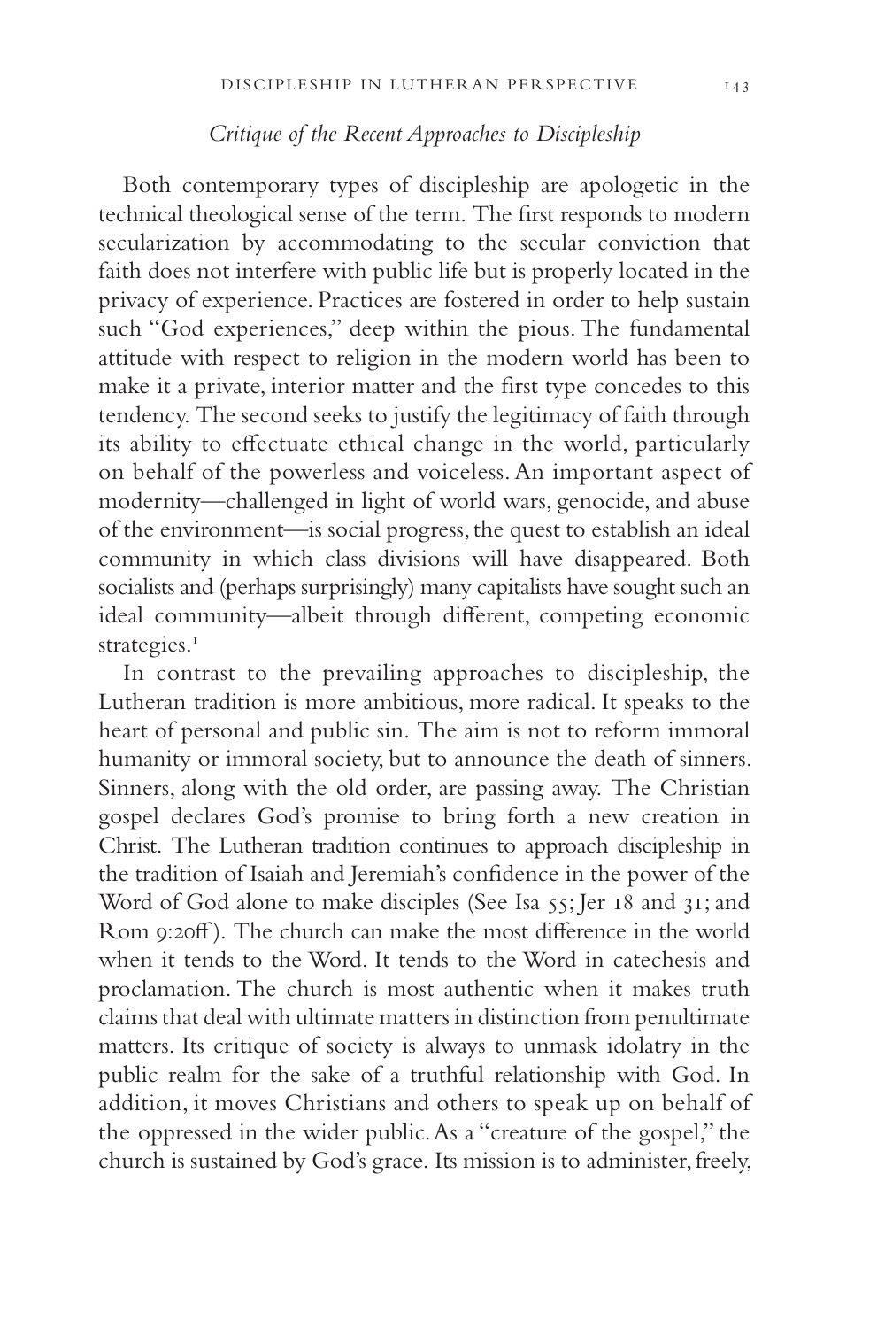### *Critique of the Recent Approaches to Discipleship*

Both contemporary types of discipleship are apologetic in the technical theological sense of the term. The first responds to modern secularization by accommodating to the secular conviction that faith does not interfere with public life but is properly located in the privacy of experience. Practices are fostered in order to help sustain such "God experiences," deep within the pious. The fundamental attitude with respect to religion in the modern world has been to make it a private, interior matter and the first type concedes to this tendency. The second seeks to justify the legitimacy of faith through its ability to effectuate ethical change in the world, particularly on behalf of the powerless and voiceless. An important aspect of modernity—challenged in light of world wars, genocide, and abuse of the environment—is social progress, the quest to establish an ideal community in which class divisions will have disappeared. Both socialists and (perhaps surprisingly) many capitalists have sought such an ideal community—albeit through different, competing economic strategies.[1]

In contrast to the prevailing approaches to discipleship, the Lutheran tradition is more ambitious, more radical. It speaks to the heart of personal and public sin. The aim is not to reform immoral humanity or immoral society, but to announce the death of sinners. Sinners, along with the old order, are passing away. The Christian gospel declares God's promise to bring forth a new creation in Christ. The Lutheran tradition continues to approach discipleship in the tradition of Isaiah and Jeremiah's confidence in the power of the Word of God alone to make disciples (See Isa 55; Jer 18 and 31; and Rom 9:20ff). The church can make the most difference in the world when it tends to the Word. It tends to the Word in catechesis and proclamation. The church is most authentic when it makes truth claims that deal with ultimate matters in distinction from penultimate matters. Its critique of society is always to unmask idolatry in the public realm for the sake of a truthful relationship with God. In addition, it moves Christians and others to speak up on behalf of the oppressed in the wider public. As a "creature of the gospel," the church is sustained by God's grace. Its mission is to administer, freely,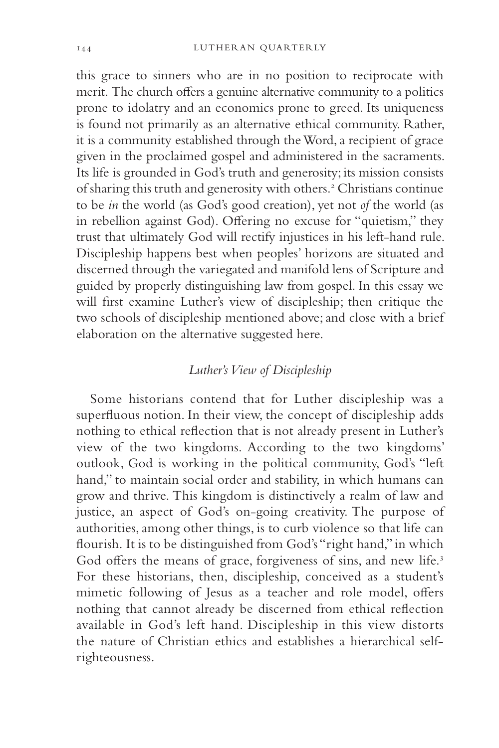this grace to sinners who are in no position to reciprocate with merit. The church offers a genuine alternative community to a politics prone to idolatry and an economics prone to greed. Its uniqueness is found not primarily as an alternative ethical community. Rather, it is a community established through the Word, a recipient of grace given in the proclaimed gospel and administered in the sacraments. Its life is grounded in God's truth and generosity; its mission consists of sharing this truth and generosity with others.[2] Christians continue to be *in* the world (as God's good creation), yet not *of* the world (as in rebellion against God). Offering no excuse for "quietism," they trust that ultimately God will rectify injustices in his left-hand rule. Discipleship happens best when peoples' horizons are situated and discerned through the variegated and manifold lens of Scripture and guided by properly distinguishing law from gospel. In this essay we will first examine Luther's view of discipleship; then critique the two schools of discipleship mentioned above; and close with a brief elaboration on the alternative suggested here.

## *Luther's View of Discipleship*

Some historians contend that for Luther discipleship was a superfluous notion. In their view, the concept of discipleship adds nothing to ethical reflection that is not already present in Luther's view of the two kingdoms. According to the two kingdoms' outlook, God is working in the political community, God's "left hand," to maintain social order and stability, in which humans can grow and thrive. This kingdom is distinctively a realm of law and justice, an aspect of God's on-going creativity. The purpose of authorities, among other things, is to curb violence so that life can flourish. It is to be distinguished from God's "right hand," in which God offers the means of grace, forgiveness of sins, and new life.[3] For these historians, then, discipleship, conceived as a student's mimetic following of Jesus as a teacher and role model, offers nothing that cannot already be discerned from ethical reflection available in God's left hand. Discipleship in this view distorts the nature of Christian ethics and establishes a hierarchical self-righteousness.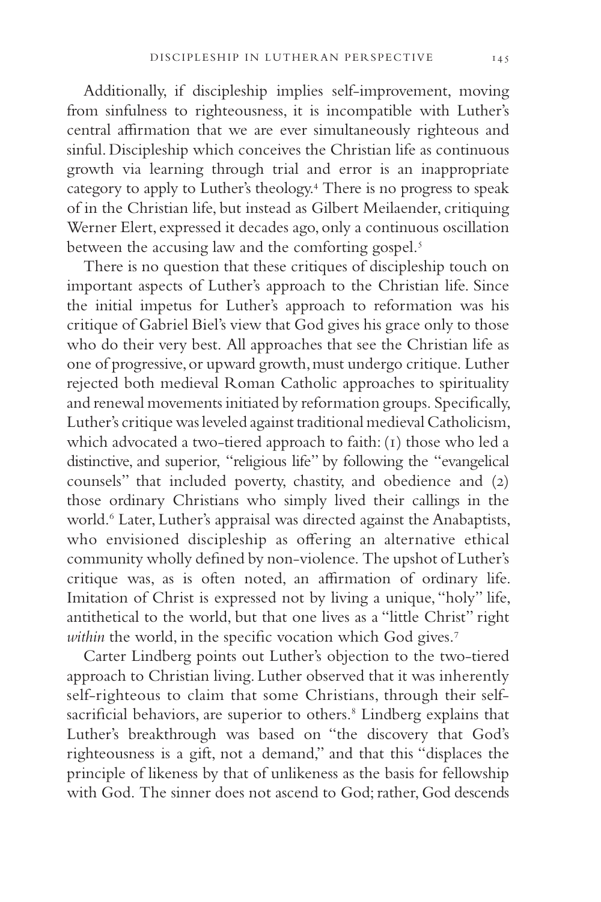Additionally, if discipleship implies self-improvement, moving from sinfulness to righteousness, it is incompatible with Luther's central affirmation that we are ever simultaneously righteous and sinful. Discipleship which conceives the Christian life as continuous growth via learning through trial and error is an inappropriate category to apply to Luther's theology.[4] There is no progress to speak of in the Christian life, but instead as Gilbert Meilaender, critiquing Werner Elert, expressed it decades ago, only a continuous oscillation between the accusing law and the comforting gospel.[5]

There is no question that these critiques of discipleship touch on important aspects of Luther's approach to the Christian life. Since the initial impetus for Luther's approach to reformation was his critique of Gabriel Biel's view that God gives his grace only to those who do their very best. All approaches that see the Christian life as one of progressive, or upward growth, must undergo critique. Luther rejected both medieval Roman Catholic approaches to spirituality and renewal movements initiated by reformation groups. Specifically, Luther's critique was leveled against traditional medieval Catholicism, which advocated a two-tiered approach to faith: (1) those who led a distinctive, and superior, "religious life" by following the "evangelical counsels" that included poverty, chastity, and obedience and (2) those ordinary Christians who simply lived their callings in the world.[6] Later, Luther's appraisal was directed against the Anabaptists, who envisioned discipleship as offering an alternative ethical community wholly defined by non-violence. The upshot of Luther's critique was, as is often noted, an affirmation of ordinary life. Imitation of Christ is expressed not by living a unique, "holy" life, antithetical to the world, but that one lives as a "little Christ" right *within* the world, in the specific vocation which God gives.[7]

Carter Lindberg points out Luther's objection to the two-tiered approach to Christian living. Luther observed that it was inherently self-righteous to claim that some Christians, through their self-sacrificial behaviors, are superior to others.[8] Lindberg explains that Luther's breakthrough was based on "the discovery that God's righteousness is a gift, not a demand," and that this "displaces the principle of likeness by that of unlikeness as the basis for fellowship with God. The sinner does not ascend to God; rather, God descends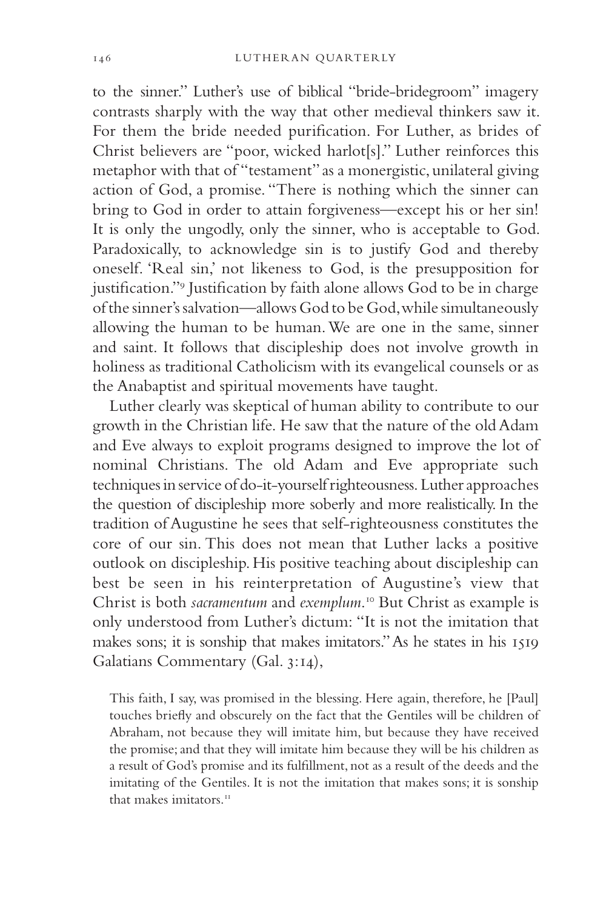to the sinner." Luther's use of biblical "bride-bridegroom" imagery contrasts sharply with the way that other medieval thinkers saw it. For them the bride needed purification. For Luther, as brides of Christ believers are "poor, wicked harlot[s]." Luther reinforces this metaphor with that of "testament" as a monergistic, unilateral giving action of God, a promise. "There is nothing which the sinner can bring to God in order to attain forgiveness—except his or her sin! It is only the ungodly, only the sinner, who is acceptable to God. Paradoxically, to acknowledge sin is to justify God and thereby oneself. 'Real sin,' not likeness to God, is the presupposition for justification."[9] Justification by faith alone allows God to be in charge of the sinner's salvation—allows God to be God, while simultaneously allowing the human to be human. We are one in the same, sinner and saint. It follows that discipleship does not involve growth in holiness as traditional Catholicism with its evangelical counsels or as the Anabaptist and spiritual movements have taught.

Luther clearly was skeptical of human ability to contribute to our growth in the Christian life. He saw that the nature of the old Adam and Eve always to exploit programs designed to improve the lot of nominal Christians. The old Adam and Eve appropriate such techniques in service of do-it-yourself righteousness. Luther approaches the question of discipleship more soberly and more realistically. In the tradition of Augustine he sees that self-righteousness constitutes the core of our sin. This does not mean that Luther lacks a positive outlook on discipleship. His positive teaching about discipleship can best be seen in his reinterpretation of Augustine's view that Christ is both *sacramentum* and *exemplum*.[10] But Christ as example is only understood from Luther's dictum: "It is not the imitation that makes sons; it is sonship that makes imitators." As he states in his 1519 Galatians Commentary (Gal. 3:14),

> This faith, I say, was promised in the blessing. Here again, therefore, he [Paul] touches briefly and obscurely on the fact that the Gentiles will be children of Abraham, not because they will imitate him, but because they have received the promise; and that they will imitate him because they will be his children as a result of God's promise and its fulfillment, not as a result of the deeds and the imitating of the Gentiles. It is not the imitation that makes sons; it is sonship that makes imitators.[11]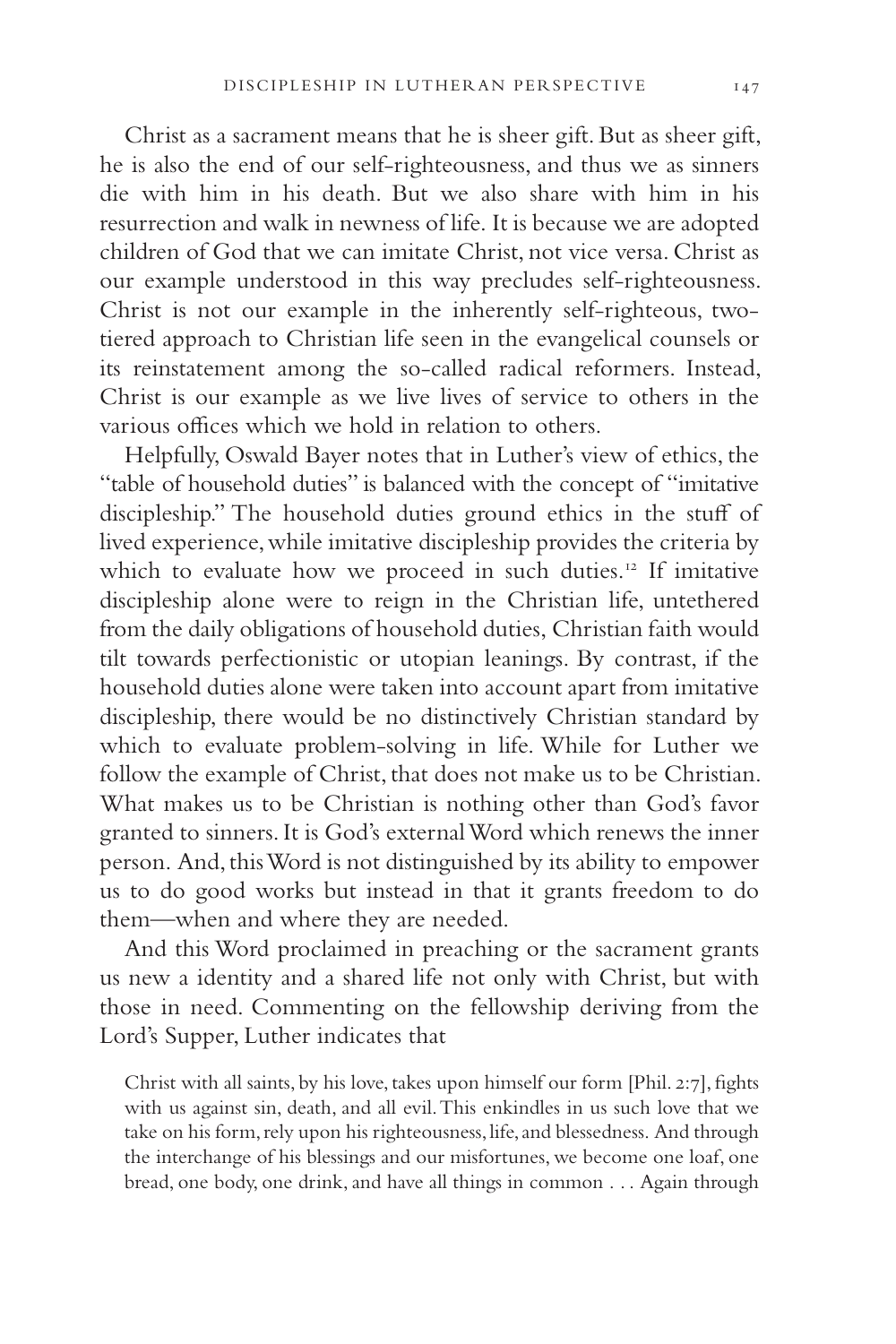Christ as a sacrament means that he is sheer gift. But as sheer gift, he is also the end of our self-righteousness, and thus we as sinners die with him in his death. But we also share with him in his resurrection and walk in newness of life. It is because we are adopted children of God that we can imitate Christ, not vice versa. Christ as our example understood in this way precludes self-righteousness. Christ is not our example in the inherently self-righteous, two-tiered approach to Christian life seen in the evangelical counsels or its reinstatement among the so-called radical reformers. Instead, Christ is our example as we live lives of service to others in the various offices which we hold in relation to others.

Helpfully, Oswald Bayer notes that in Luther's view of ethics, the "table of household duties" is balanced with the concept of "imitative discipleship." The household duties ground ethics in the stuff of lived experience, while imitative discipleship provides the criteria by which to evaluate how we proceed in such duties.[12] If imitative discipleship alone were to reign in the Christian life, untethered from the daily obligations of household duties, Christian faith would tilt towards perfectionistic or utopian leanings. By contrast, if the household duties alone were taken into account apart from imitative discipleship, there would be no distinctively Christian standard by which to evaluate problem-solving in life. While for Luther we follow the example of Christ, that does not make us to be Christian. What makes us to be Christian is nothing other than God's favor granted to sinners. It is God's external Word which renews the inner person. And, this Word is not distinguished by its ability to empower us to do good works but instead in that it grants freedom to do them—when and where they are needed.

And this Word proclaimed in preaching or the sacrament grants us new a identity and a shared life not only with Christ, but with those in need. Commenting on the fellowship deriving from the Lord's Supper, Luther indicates that

> Christ with all saints, by his love, takes upon himself our form [Phil. 2:7], fights with us against sin, death, and all evil. This enkindles in us such love that we take on his form, rely upon his righteousness, life, and blessedness. And through the interchange of his blessings and our misfortunes, we become one loaf, one bread, one body, one drink, and have all things in common . . . Again through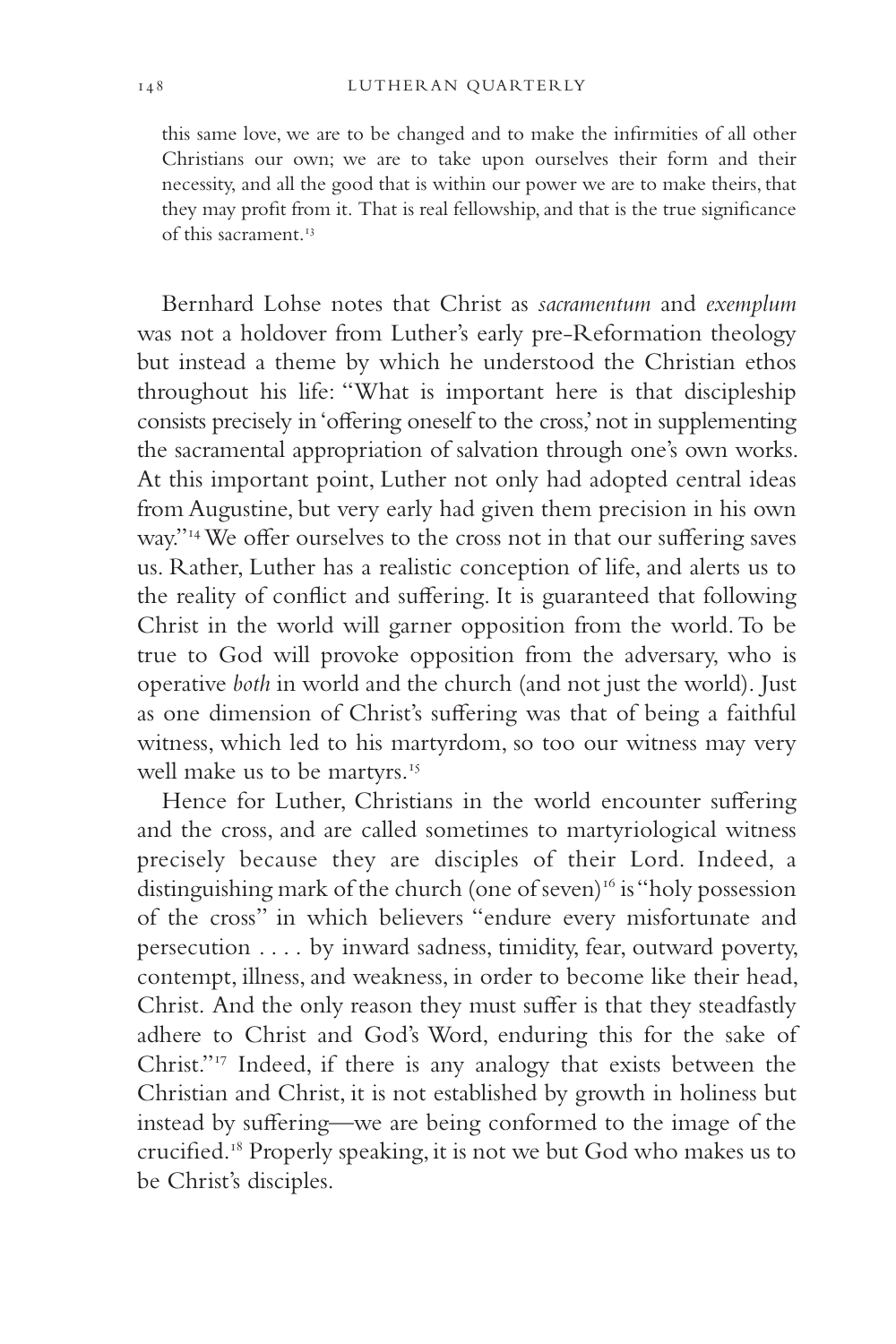> this same love, we are to be changed and to make the infirmities of all other Christians our own; we are to take upon ourselves their form and their necessity, and all the good that is within our power we are to make theirs, that they may profit from it. That is real fellowship, and that is the true significance of this sacrament.[13]

Bernhard Lohse notes that Christ as *sacramentum* and *exemplum* was not a holdover from Luther's early pre-Reformation theology but instead a theme by which he understood the Christian ethos throughout his life: "What is important here is that discipleship consists precisely in 'offering oneself to the cross,' not in supplementing the sacramental appropriation of salvation through one's own works. At this important point, Luther not only had adopted central ideas from Augustine, but very early had given them precision in his own way."[14] We offer ourselves to the cross not in that our suffering saves us. Rather, Luther has a realistic conception of life, and alerts us to the reality of conflict and suffering. It is guaranteed that following Christ in the world will garner opposition from the world. To be true to God will provoke opposition from the adversary, who is operative *both* in world and the church (and not just the world). Just as one dimension of Christ's suffering was that of being a faithful witness, which led to his martyrdom, so too our witness may very well make us to be martyrs.[15]

Hence for Luther, Christians in the world encounter suffering and the cross, and are called sometimes to martyriological witness precisely because they are disciples of their Lord. Indeed, a distinguishing mark of the church (one of seven)[16] is "holy possession of the cross" in which believers "endure every misfortunate and persecution . . . . by inward sadness, timidity, fear, outward poverty, contempt, illness, and weakness, in order to become like their head, Christ. And the only reason they must suffer is that they steadfastly adhere to Christ and God's Word, enduring this for the sake of Christ."[17] Indeed, if there is any analogy that exists between the Christian and Christ, it is not established by growth in holiness but instead by suffering—we are being conformed to the image of the crucified.[18] Properly speaking, it is not we but God who makes us to be Christ's disciples.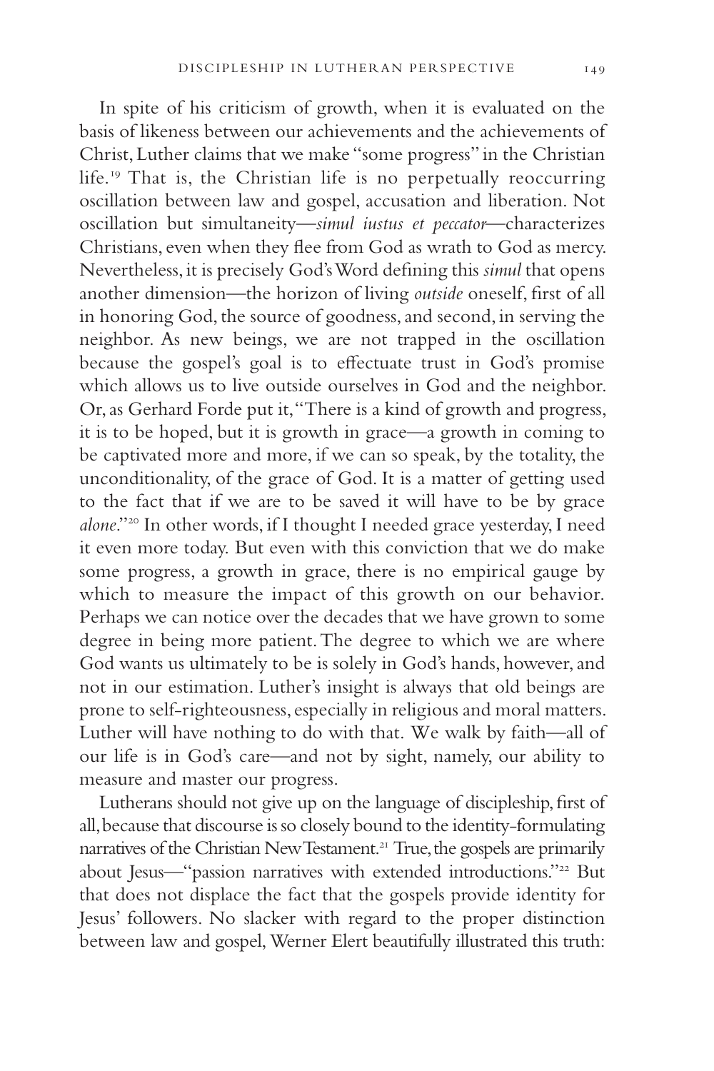In spite of his criticism of growth, when it is evaluated on the basis of likeness between our achievements and the achievements of Christ, Luther claims that we make "some progress" in the Christian life.[19] That is, the Christian life is no perpetually reoccurring oscillation between law and gospel, accusation and liberation. Not oscillation but simultaneity—*simul iustus et peccator*—characterizes Christians, even when they flee from God as wrath to God as mercy. Nevertheless, it is precisely God's Word defining this *simul* that opens another dimension—the horizon of living *outside* oneself, first of all in honoring God, the source of goodness, and second, in serving the neighbor. As new beings, we are not trapped in the oscillation because the gospel's goal is to effectuate trust in God's promise which allows us to live outside ourselves in God and the neighbor. Or, as Gerhard Forde put it, "There is a kind of growth and progress, it is to be hoped, but it is growth in grace—a growth in coming to be captivated more and more, if we can so speak, by the totality, the unconditionality, of the grace of God. It is a matter of getting used to the fact that if we are to be saved it will have to be by grace *alone*."[20] In other words, if I thought I needed grace yesterday, I need it even more today. But even with this conviction that we do make some progress, a growth in grace, there is no empirical gauge by which to measure the impact of this growth on our behavior. Perhaps we can notice over the decades that we have grown to some degree in being more patient. The degree to which we are where God wants us ultimately to be is solely in God's hands, however, and not in our estimation. Luther's insight is always that old beings are prone to self-righteousness, especially in religious and moral matters. Luther will have nothing to do with that. We walk by faith—all of our life is in God's care—and not by sight, namely, our ability to measure and master our progress.

Lutherans should not give up on the language of discipleship, first of all, because that discourse is so closely bound to the identity-formulating narratives of the Christian New Testament.[21] True, the gospels are primarily about Jesus—"passion narratives with extended introductions."[22] But that does not displace the fact that the gospels provide identity for Jesus' followers. No slacker with regard to the proper distinction between law and gospel, Werner Elert beautifully illustrated this truth: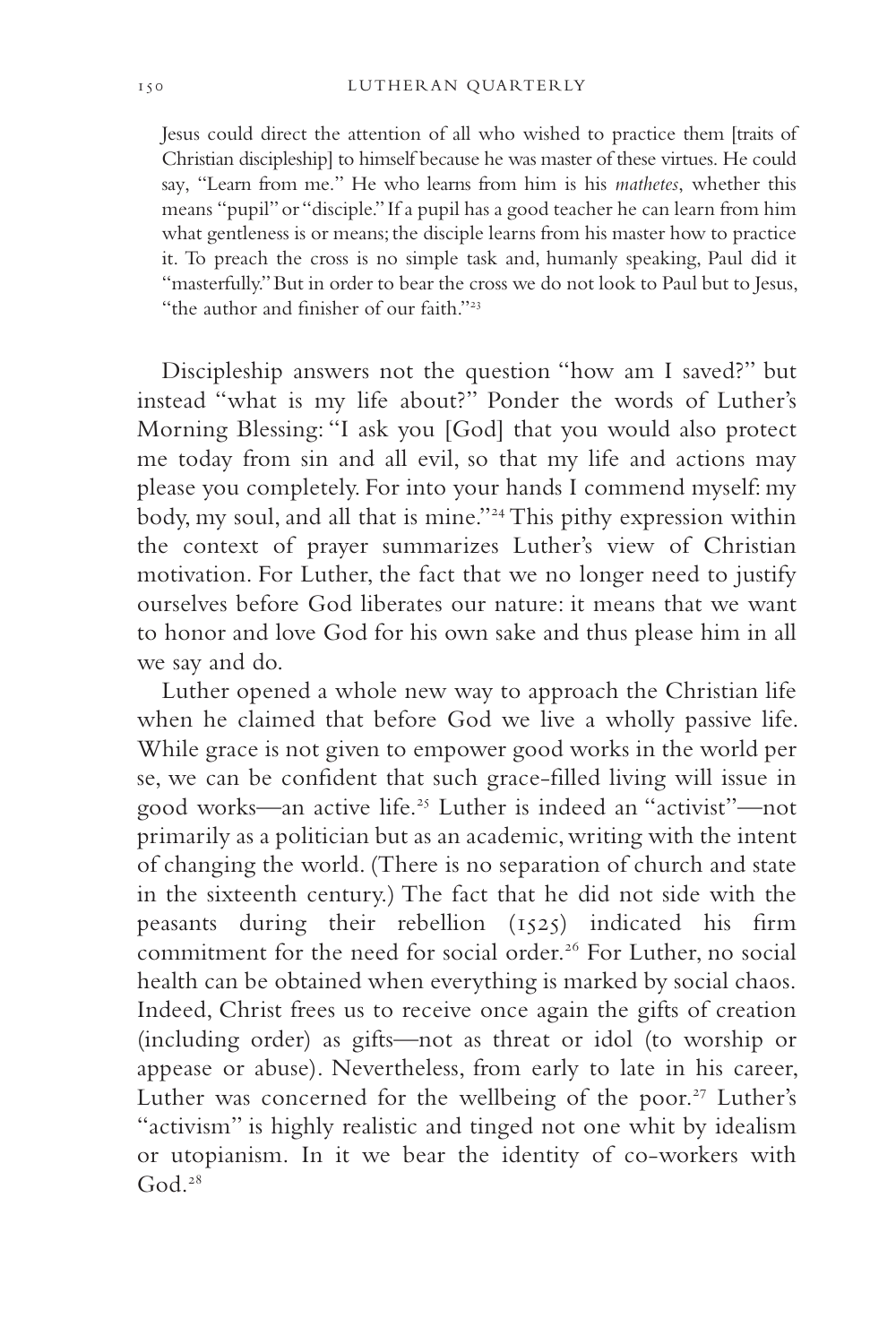> Jesus could direct the attention of all who wished to practice them [traits of Christian discipleship] to himself because he was master of these virtues. He could say, "Learn from me." He who learns from him is his *mathetes*, whether this means "pupil" or "disciple." If a pupil has a good teacher he can learn from him what gentleness is or means; the disciple learns from his master how to practice it. To preach the cross is no simple task and, humanly speaking, Paul did it "masterfully." But in order to bear the cross we do not look to Paul but to Jesus, "the author and finisher of our faith."[23]

Discipleship answers not the question "how am I saved?" but instead "what is my life about?" Ponder the words of Luther's Morning Blessing: "I ask you [God] that you would also protect me today from sin and all evil, so that my life and actions may please you completely. For into your hands I commend myself: my body, my soul, and all that is mine."[24] This pithy expression within the context of prayer summarizes Luther's view of Christian motivation. For Luther, the fact that we no longer need to justify ourselves before God liberates our nature: it means that we want to honor and love God for his own sake and thus please him in all we say and do.

Luther opened a whole new way to approach the Christian life when he claimed that before God we live a wholly passive life. While grace is not given to empower good works in the world per se, we can be confident that such grace-filled living will issue in good works—an active life.[25] Luther is indeed an "activist"—not primarily as a politician but as an academic, writing with the intent of changing the world. (There is no separation of church and state in the sixteenth century.) The fact that he did not side with the peasants during their rebellion (1525) indicated his firm commitment for the need for social order.[26] For Luther, no social health can be obtained when everything is marked by social chaos. Indeed, Christ frees us to receive once again the gifts of creation (including order) as gifts—not as threat or idol (to worship or appease or abuse). Nevertheless, from early to late in his career, Luther was concerned for the wellbeing of the poor.[27] Luther's "activism" is highly realistic and tinged not one whit by idealism or utopianism. In it we bear the identity of co-workers with God.[28]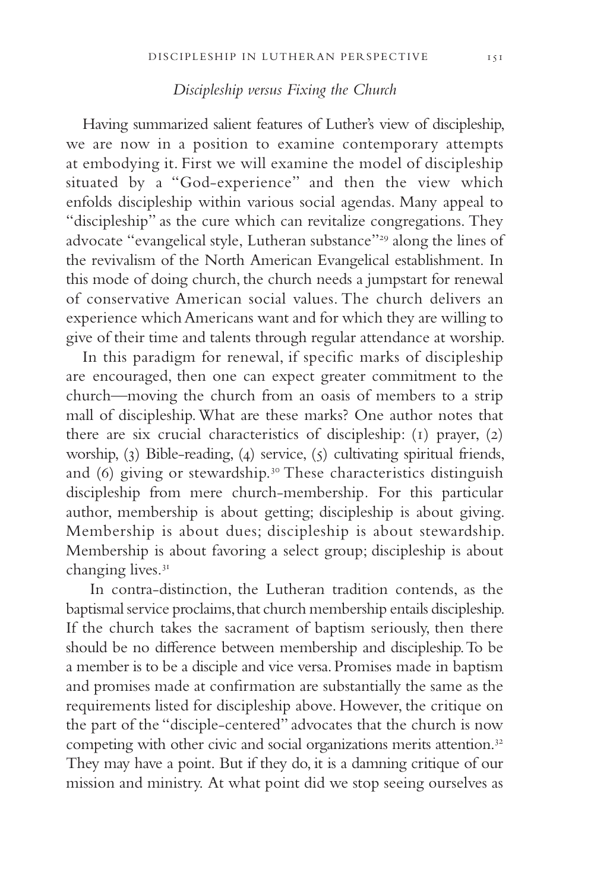## *Discipleship versus Fixing the Church*

Having summarized salient features of Luther's view of discipleship, we are now in a position to examine contemporary attempts at embodying it. First we will examine the model of discipleship situated by a "God-experience" and then the view which enfolds discipleship within various social agendas. Many appeal to "discipleship" as the cure which can revitalize congregations. They advocate "evangelical style, Lutheran substance"[29] along the lines of the revivalism of the North American Evangelical establishment. In this mode of doing church, the church needs a jumpstart for renewal of conservative American social values. The church delivers an experience which Americans want and for which they are willing to give of their time and talents through regular attendance at worship.

In this paradigm for renewal, if specific marks of discipleship are encouraged, then one can expect greater commitment to the church—moving the church from an oasis of members to a strip mall of discipleship. What are these marks? One author notes that there are six crucial characteristics of discipleship: (1) prayer, (2) worship, (3) Bible-reading, (4) service, (5) cultivating spiritual friends, and (6) giving or stewardship.[30] These characteristics distinguish discipleship from mere church-membership. For this particular author, membership is about getting; discipleship is about giving. Membership is about dues; discipleship is about stewardship. Membership is about favoring a select group; discipleship is about changing lives.[31]

In contra-distinction, the Lutheran tradition contends, as the baptismal service proclaims, that church membership entails discipleship. If the church takes the sacrament of baptism seriously, then there should be no difference between membership and discipleship. To be a member is to be a disciple and vice versa. Promises made in baptism and promises made at confirmation are substantially the same as the requirements listed for discipleship above. However, the critique on the part of the "disciple-centered" advocates that the church is now competing with other civic and social organizations merits attention.[32] They may have a point. But if they do, it is a damning critique of our mission and ministry. At what point did we stop seeing ourselves as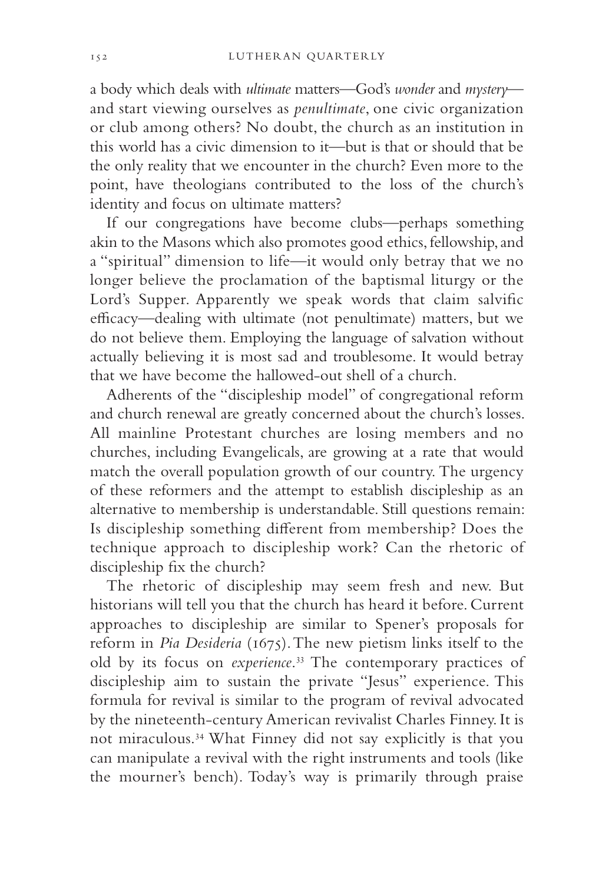a body which deals with *ultimate* matters—God's *wonder* and *mystery*—and start viewing ourselves as *penultimate*, one civic organization or club among others? No doubt, the church as an institution in this world has a civic dimension to it—but is that or should that be the only reality that we encounter in the church? Even more to the point, have theologians contributed to the loss of the church's identity and focus on ultimate matters?

If our congregations have become clubs—perhaps something akin to the Masons which also promotes good ethics, fellowship, and a "spiritual" dimension to life—it would only betray that we no longer believe the proclamation of the baptismal liturgy or the Lord's Supper. Apparently we speak words that claim salvific efficacy—dealing with ultimate (not penultimate) matters, but we do not believe them. Employing the language of salvation without actually believing it is most sad and troublesome. It would betray that we have become the hallowed-out shell of a church.

Adherents of the "discipleship model" of congregational reform and church renewal are greatly concerned about the church's losses. All mainline Protestant churches are losing members and no churches, including Evangelicals, are growing at a rate that would match the overall population growth of our country. The urgency of these reformers and the attempt to establish discipleship as an alternative to membership is understandable. Still questions remain: Is discipleship something different from membership? Does the technique approach to discipleship work? Can the rhetoric of discipleship fix the church?

The rhetoric of discipleship may seem fresh and new. But historians will tell you that the church has heard it before. Current approaches to discipleship are similar to Spener's proposals for reform in *Pia Desideria* (1675). The new pietism links itself to the old by its focus on *experience*.[33] The contemporary practices of discipleship aim to sustain the private "Jesus" experience. This formula for revival is similar to the program of revival advocated by the nineteenth-century American revivalist Charles Finney. It is not miraculous.[34] What Finney did not say explicitly is that you can manipulate a revival with the right instruments and tools (like the mourner's bench). Today's way is primarily through praise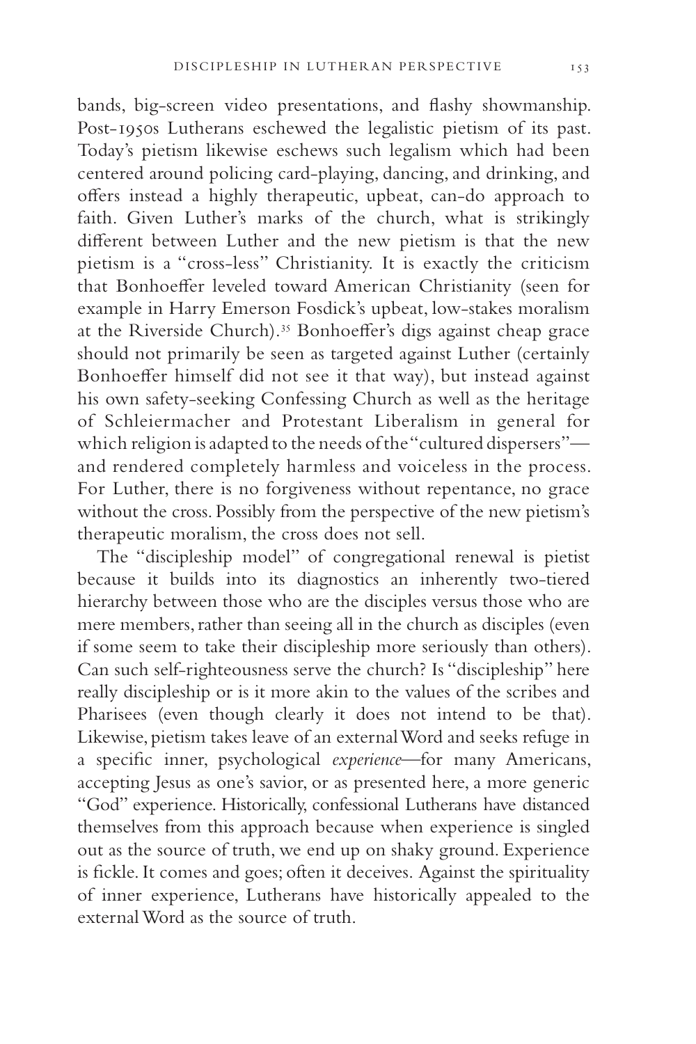bands, big-screen video presentations, and flashy showmanship. Post-1950s Lutherans eschewed the legalistic pietism of its past. Today's pietism likewise eschews such legalism which had been centered around policing card-playing, dancing, and drinking, and offers instead a highly therapeutic, upbeat, can-do approach to faith. Given Luther's marks of the church, what is strikingly different between Luther and the new pietism is that the new pietism is a "cross-less" Christianity. It is exactly the criticism that Bonhoeffer leveled toward American Christianity (seen for example in Harry Emerson Fosdick's upbeat, low-stakes moralism at the Riverside Church).[35] Bonhoeffer's digs against cheap grace should not primarily be seen as targeted against Luther (certainly Bonhoeffer himself did not see it that way), but instead against his own safety-seeking Confessing Church as well as the heritage of Schleiermacher and Protestant Liberalism in general for which religion is adapted to the needs of the "cultured dispersers"—and rendered completely harmless and voiceless in the process. For Luther, there is no forgiveness without repentance, no grace without the cross. Possibly from the perspective of the new pietism's therapeutic moralism, the cross does not sell.

The "discipleship model" of congregational renewal is pietist because it builds into its diagnostics an inherently two-tiered hierarchy between those who are the disciples versus those who are mere members, rather than seeing all in the church as disciples (even if some seem to take their discipleship more seriously than others). Can such self-righteousness serve the church? Is "discipleship" here really discipleship or is it more akin to the values of the scribes and Pharisees (even though clearly it does not intend to be that). Likewise, pietism takes leave of an external Word and seeks refuge in a specific inner, psychological *experience*—for many Americans, accepting Jesus as one's savior, or as presented here, a more generic "God" experience. Historically, confessional Lutherans have distanced themselves from this approach because when experience is singled out as the source of truth, we end up on shaky ground. Experience is fickle. It comes and goes; often it deceives. Against the spirituality of inner experience, Lutherans have historically appealed to the external Word as the source of truth.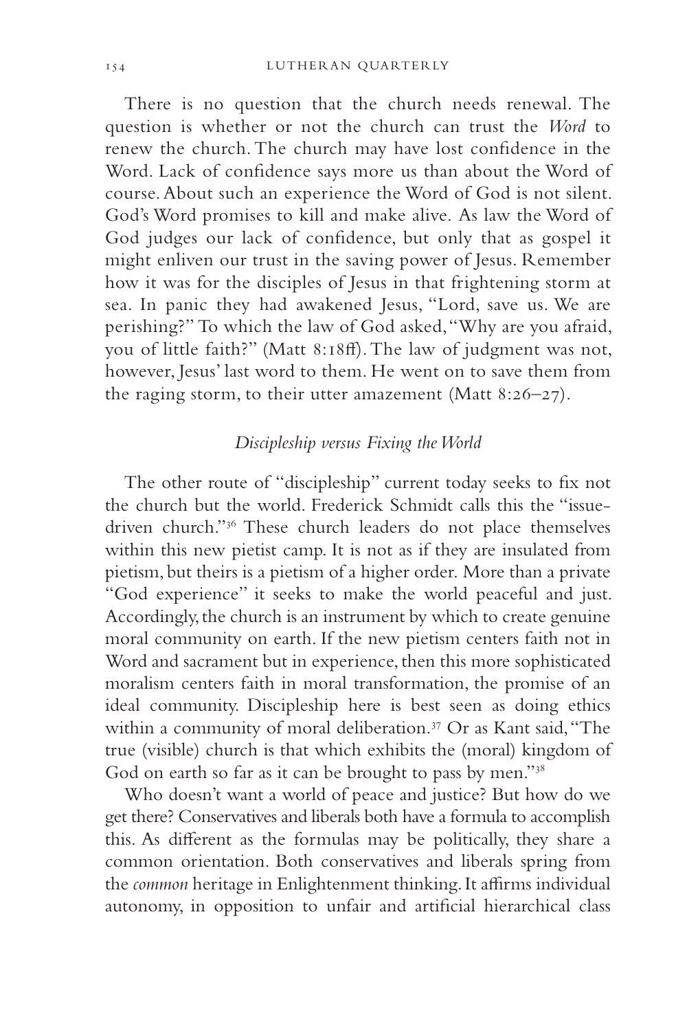There is no question that the church needs renewal. The question is whether or not the church can trust the *Word* to renew the church. The church may have lost confidence in the Word. Lack of confidence says more us than about the Word of course. About such an experience the Word of God is not silent. God's Word promises to kill and make alive. As law the Word of God judges our lack of confidence, but only that as gospel it might enliven our trust in the saving power of Jesus. Remember how it was for the disciples of Jesus in that frightening storm at sea. In panic they had awakened Jesus, "Lord, save us. We are perishing?" To which the law of God asked, "Why are you afraid, you of little faith?" (Matt 8:18ff). The law of judgment was not, however, Jesus' last word to them. He went on to save them from the raging storm, to their utter amazement (Matt 8:26–27).

### *Discipleship versus Fixing the World*

The other route of "discipleship" current today seeks to fix not the church but the world. Frederick Schmidt calls this the "issue-driven church."[36] These church leaders do not place themselves within this new pietist camp. It is not as if they are insulated from pietism, but theirs is a pietism of a higher order. More than a private "God experience" it seeks to make the world peaceful and just. Accordingly, the church is an instrument by which to create genuine moral community on earth. If the new pietism centers faith not in Word and sacrament but in experience, then this more sophisticated moralism centers faith in moral transformation, the promise of an ideal community. Discipleship here is best seen as doing ethics within a community of moral deliberation.[37] Or as Kant said, "The true (visible) church is that which exhibits the (moral) kingdom of God on earth so far as it can be brought to pass by men."[38]

Who doesn't want a world of peace and justice? But how do we get there? Conservatives and liberals both have a formula to accomplish this. As different as the formulas may be politically, they share a common orientation. Both conservatives and liberals spring from the *common* heritage in Enlightenment thinking. It affirms individual autonomy, in opposition to unfair and artificial hierarchical class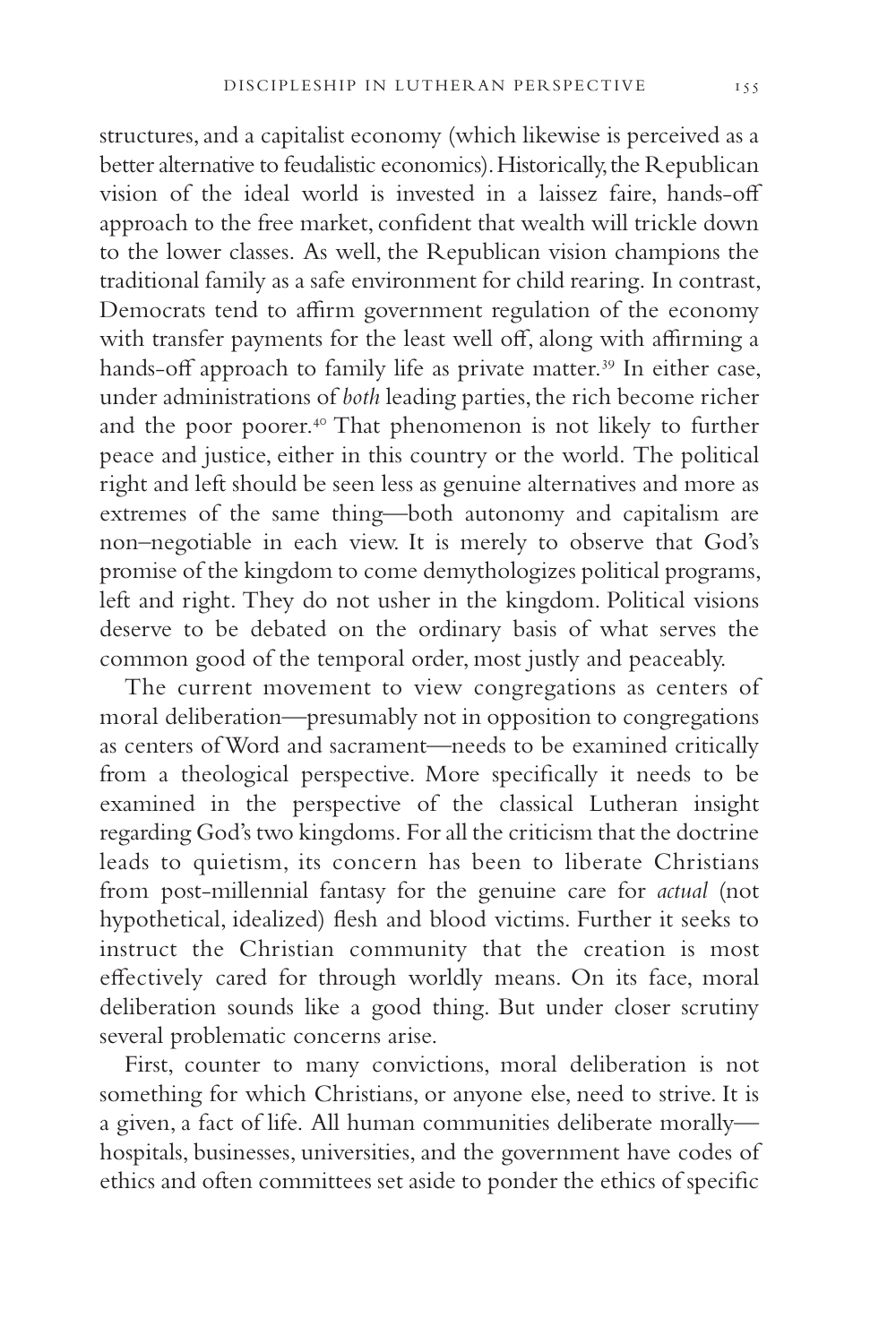structures, and a capitalist economy (which likewise is perceived as a better alternative to feudalistic economics). Historically, the Republican vision of the ideal world is invested in a laissez faire, hands-off approach to the free market, confident that wealth will trickle down to the lower classes. As well, the Republican vision champions the traditional family as a safe environment for child rearing. In contrast, Democrats tend to affirm government regulation of the economy with transfer payments for the least well off, along with affirming a hands-off approach to family life as private matter.[39] In either case, under administrations of *both* leading parties, the rich become richer and the poor poorer.[40] That phenomenon is not likely to further peace and justice, either in this country or the world. The political right and left should be seen less as genuine alternatives and more as extremes of the same thing—both autonomy and capitalism are non–negotiable in each view. It is merely to observe that God's promise of the kingdom to come demythologizes political programs, left and right. They do not usher in the kingdom. Political visions deserve to be debated on the ordinary basis of what serves the common good of the temporal order, most justly and peaceably.

The current movement to view congregations as centers of moral deliberation—presumably not in opposition to congregations as centers of Word and sacrament—needs to be examined critically from a theological perspective. More specifically it needs to be examined in the perspective of the classical Lutheran insight regarding God's two kingdoms. For all the criticism that the doctrine leads to quietism, its concern has been to liberate Christians from post-millennial fantasy for the genuine care for *actual* (not hypothetical, idealized) flesh and blood victims. Further it seeks to instruct the Christian community that the creation is most effectively cared for through worldly means. On its face, moral deliberation sounds like a good thing. But under closer scrutiny several problematic concerns arise.

First, counter to many convictions, moral deliberation is not something for which Christians, or anyone else, need to strive. It is a given, a fact of life. All human communities deliberate morally—hospitals, businesses, universities, and the government have codes of ethics and often committees set aside to ponder the ethics of specific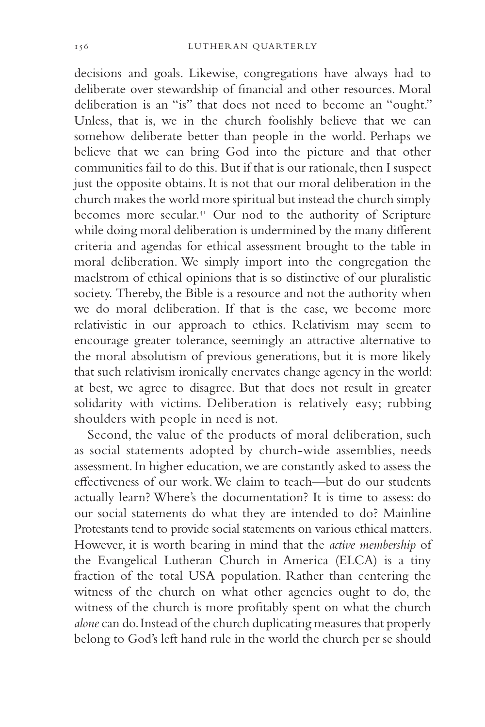decisions and goals. Likewise, congregations have always had to deliberate over stewardship of financial and other resources. Moral deliberation is an "is" that does not need to become an "ought." Unless, that is, we in the church foolishly believe that we can somehow deliberate better than people in the world. Perhaps we believe that we can bring God into the picture and that other communities fail to do this. But if that is our rationale, then I suspect just the opposite obtains. It is not that our moral deliberation in the church makes the world more spiritual but instead the church simply becomes more secular.[41] Our nod to the authority of Scripture while doing moral deliberation is undermined by the many different criteria and agendas for ethical assessment brought to the table in moral deliberation. We simply import into the congregation the maelstrom of ethical opinions that is so distinctive of our pluralistic society. Thereby, the Bible is a resource and not the authority when we do moral deliberation. If that is the case, we become more relativistic in our approach to ethics. Relativism may seem to encourage greater tolerance, seemingly an attractive alternative to the moral absolutism of previous generations, but it is more likely that such relativism ironically enervates change agency in the world: at best, we agree to disagree. But that does not result in greater solidarity with victims. Deliberation is relatively easy; rubbing shoulders with people in need is not.

Second, the value of the products of moral deliberation, such as social statements adopted by church-wide assemblies, needs assessment. In higher education, we are constantly asked to assess the effectiveness of our work. We claim to teach—but do our students actually learn? Where's the documentation? It is time to assess: do our social statements do what they are intended to do? Mainline Protestants tend to provide social statements on various ethical matters. However, it is worth bearing in mind that the *active membership* of the Evangelical Lutheran Church in America (ELCA) is a tiny fraction of the total USA population. Rather than centering the witness of the church on what other agencies ought to do, the witness of the church is more profitably spent on what the church *alone* can do. Instead of the church duplicating measures that properly belong to God's left hand rule in the world the church per se should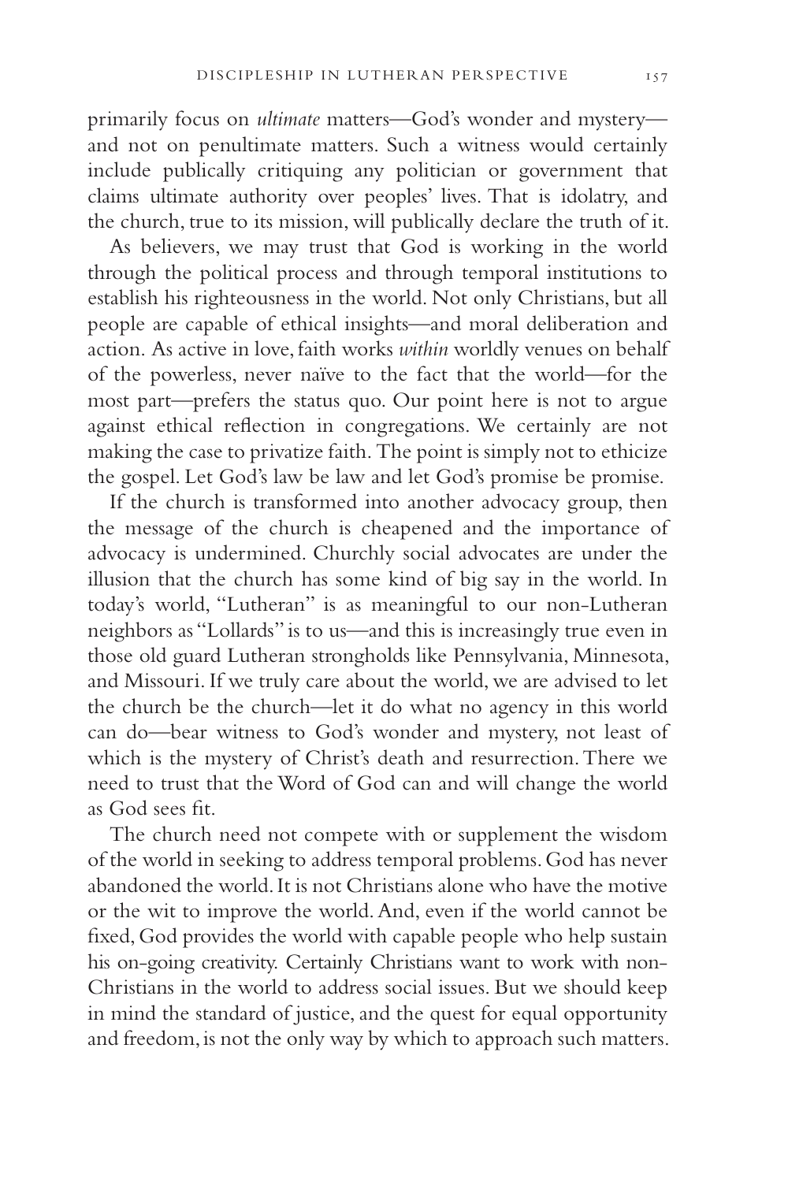primarily focus on *ultimate* matters—God's wonder and mystery—and not on penultimate matters. Such a witness would certainly include publically critiquing any politician or government that claims ultimate authority over peoples' lives. That is idolatry, and the church, true to its mission, will publically declare the truth of it.

As believers, we may trust that God is working in the world through the political process and through temporal institutions to establish his righteousness in the world. Not only Christians, but all people are capable of ethical insights—and moral deliberation and action. As active in love, faith works *within* worldly venues on behalf of the powerless, never naïve to the fact that the world—for the most part—prefers the status quo. Our point here is not to argue against ethical reflection in congregations. We certainly are not making the case to privatize faith. The point is simply not to ethicize the gospel. Let God's law be law and let God's promise be promise.

If the church is transformed into another advocacy group, then the message of the church is cheapened and the importance of advocacy is undermined. Churchly social advocates are under the illusion that the church has some kind of big say in the world. In today's world, "Lutheran" is as meaningful to our non-Lutheran neighbors as "Lollards" is to us—and this is increasingly true even in those old guard Lutheran strongholds like Pennsylvania, Minnesota, and Missouri. If we truly care about the world, we are advised to let the church be the church—let it do what no agency in this world can do—bear witness to God's wonder and mystery, not least of which is the mystery of Christ's death and resurrection. There we need to trust that the Word of God can and will change the world as God sees fit.

The church need not compete with or supplement the wisdom of the world in seeking to address temporal problems. God has never abandoned the world. It is not Christians alone who have the motive or the wit to improve the world. And, even if the world cannot be fixed, God provides the world with capable people who help sustain his on-going creativity. Certainly Christians want to work with non-Christians in the world to address social issues. But we should keep in mind the standard of justice, and the quest for equal opportunity and freedom, is not the only way by which to approach such matters.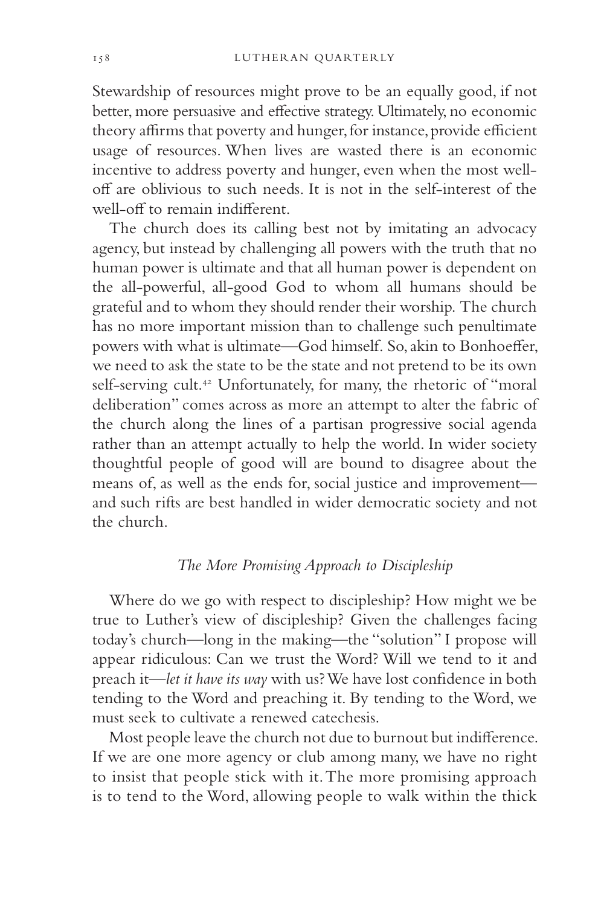Stewardship of resources might prove to be an equally good, if not better, more persuasive and effective strategy. Ultimately, no economic theory affirms that poverty and hunger, for instance, provide efficient usage of resources. When lives are wasted there is an economic incentive to address poverty and hunger, even when the most well-off are oblivious to such needs. It is not in the self-interest of the well-off to remain indifferent.

The church does its calling best not by imitating an advocacy agency, but instead by challenging all powers with the truth that no human power is ultimate and that all human power is dependent on the all-powerful, all-good God to whom all humans should be grateful and to whom they should render their worship. The church has no more important mission than to challenge such penultimate powers with what is ultimate—God himself. So, akin to Bonhoeffer, we need to ask the state to be the state and not pretend to be its own self-serving cult.[42] Unfortunately, for many, the rhetoric of "moral deliberation" comes across as more an attempt to alter the fabric of the church along the lines of a partisan progressive social agenda rather than an attempt actually to help the world. In wider society thoughtful people of good will are bound to disagree about the means of, as well as the ends for, social justice and improvement—and such rifts are best handled in wider democratic society and not the church.

### *The More Promising Approach to Discipleship*

Where do we go with respect to discipleship? How might we be true to Luther's view of discipleship? Given the challenges facing today's church—long in the making—the "solution" I propose will appear ridiculous: Can we trust the Word? Will we tend to it and preach it—*let it have its way* with us? We have lost confidence in both tending to the Word and preaching it. By tending to the Word, we must seek to cultivate a renewed catechesis.

Most people leave the church not due to burnout but indifference. If we are one more agency or club among many, we have no right to insist that people stick with it. The more promising approach is to tend to the Word, allowing people to walk within the thick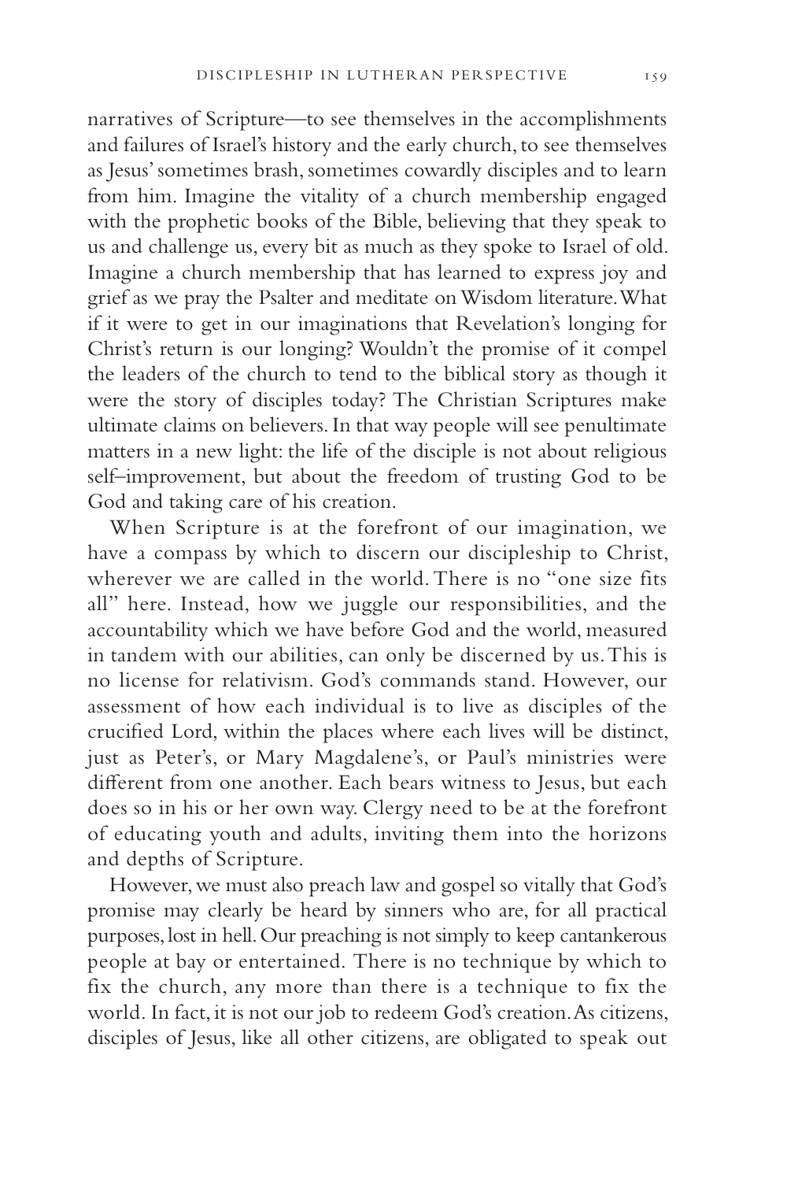narratives of Scripture—to see themselves in the accomplishments and failures of Israel's history and the early church, to see themselves as Jesus' sometimes brash, sometimes cowardly disciples and to learn from him. Imagine the vitality of a church membership engaged with the prophetic books of the Bible, believing that they speak to us and challenge us, every bit as much as they spoke to Israel of old. Imagine a church membership that has learned to express joy and grief as we pray the Psalter and meditate on Wisdom literature. What if it were to get in our imaginations that Revelation's longing for Christ's return is our longing? Wouldn't the promise of it compel the leaders of the church to tend to the biblical story as though it were the story of disciples today? The Christian Scriptures make ultimate claims on believers. In that way people will see penultimate matters in a new light: the life of the disciple is not about religious self–improvement, but about the freedom of trusting God to be God and taking care of his creation.

When Scripture is at the forefront of our imagination, we have a compass by which to discern our discipleship to Christ, wherever we are called in the world. There is no "one size fits all" here. Instead, how we juggle our responsibilities, and the accountability which we have before God and the world, measured in tandem with our abilities, can only be discerned by us. This is no license for relativism. God's commands stand. However, our assessment of how each individual is to live as disciples of the crucified Lord, within the places where each lives will be distinct, just as Peter's, or Mary Magdalene's, or Paul's ministries were different from one another. Each bears witness to Jesus, but each does so in his or her own way. Clergy need to be at the forefront of educating youth and adults, inviting them into the horizons and depths of Scripture.

However, we must also preach law and gospel so vitally that God's promise may clearly be heard by sinners who are, for all practical purposes, lost in hell. Our preaching is not simply to keep cantankerous people at bay or entertained. There is no technique by which to fix the church, any more than there is a technique to fix the world. In fact, it is not our job to redeem God's creation. As citizens, disciples of Jesus, like all other citizens, are obligated to speak out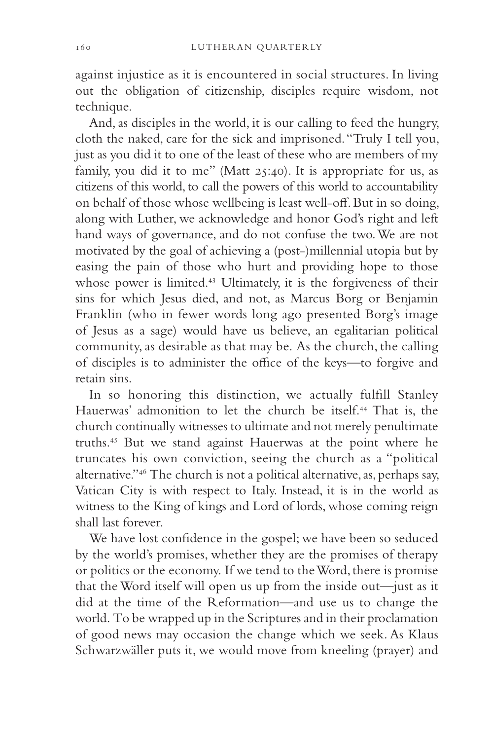against injustice as it is encountered in social structures. In living out the obligation of citizenship, disciples require wisdom, not technique.

And, as disciples in the world, it is our calling to feed the hungry, cloth the naked, care for the sick and imprisoned. "Truly I tell you, just as you did it to one of the least of these who are members of my family, you did it to me" (Matt 25:40). It is appropriate for us, as citizens of this world, to call the powers of this world to accountability on behalf of those whose wellbeing is least well-off. But in so doing, along with Luther, we acknowledge and honor God's right and left hand ways of governance, and do not confuse the two. We are not motivated by the goal of achieving a (post-)millennial utopia but by easing the pain of those who hurt and providing hope to those whose power is limited.[43] Ultimately, it is the forgiveness of their sins for which Jesus died, and not, as Marcus Borg or Benjamin Franklin (who in fewer words long ago presented Borg's image of Jesus as a sage) would have us believe, an egalitarian political community, as desirable as that may be. As the church, the calling of disciples is to administer the office of the keys—to forgive and retain sins.

In so honoring this distinction, we actually fulfill Stanley Hauerwas' admonition to let the church be itself.[44] That is, the church continually witnesses to ultimate and not merely penultimate truths.[45] But we stand against Hauerwas at the point where he truncates his own conviction, seeing the church as a "political alternative."[46] The church is not a political alternative, as, perhaps say, Vatican City is with respect to Italy. Instead, it is in the world as witness to the King of kings and Lord of lords, whose coming reign shall last forever.

We have lost confidence in the gospel; we have been so seduced by the world's promises, whether they are the promises of therapy or politics or the economy. If we tend to the Word, there is promise that the Word itself will open us up from the inside out—just as it did at the time of the Reformation—and use us to change the world. To be wrapped up in the Scriptures and in their proclamation of good news may occasion the change which we seek. As Klaus Schwarzwäller puts it, we would move from kneeling (prayer) and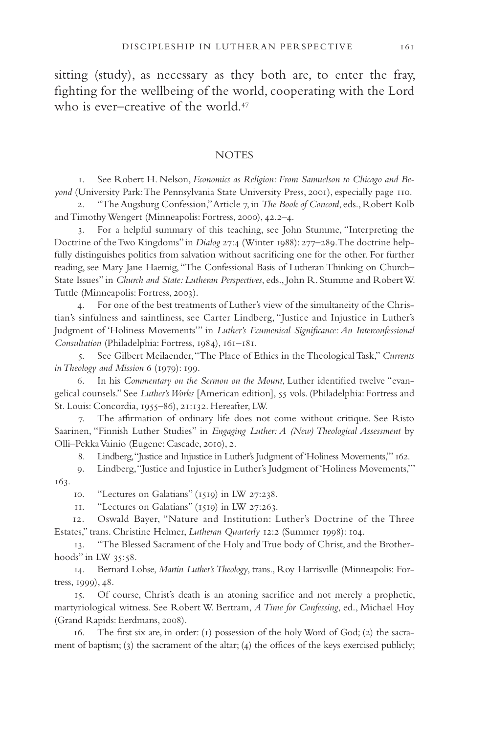sitting (study), as necessary as they both are, to enter the fray, fighting for the wellbeing of the world, cooperating with the Lord who is ever–creative of the world.[47]

## NOTES

1. See Robert H. Nelson, *Economics as Religion: From Samuelson to Chicago and Beyond* (University Park: The Pennsylvania State University Press, 2001), especially page 110.

2. "The Augsburg Confession," Article 7, in *The Book of Concord*, eds., Robert Kolb and Timothy Wengert (Minneapolis: Fortress, 2000), 42.2–4.

3. For a helpful summary of this teaching, see John Stumme, "Interpreting the Doctrine of the Two Kingdoms" in *Dialog* 27:4 (Winter 1988): 277–289. The doctrine helpfully distinguishes politics from salvation without sacrificing one for the other. For further reading, see Mary Jane Haemig, "The Confessional Basis of Lutheran Thinking on Church–State Issues" in *Church and State: Lutheran Perspectives*, eds., John R. Stumme and Robert W. Tuttle (Minneapolis: Fortress, 2003).

4. For one of the best treatments of Luther's view of the simultaneity of the Christian's sinfulness and saintliness, see Carter Lindberg, "Justice and Injustice in Luther's Judgment of 'Holiness Movements'" in *Luther's Ecumenical Significance: An Interconfessional Consultation* (Philadelphia: Fortress, 1984), 161–181.

5. See Gilbert Meilaender, "The Place of Ethics in the Theological Task," *Currents in Theology and Mission* 6 (1979): 199.

6. In his *Commentary on the Sermon on the Mount*, Luther identified twelve "evangelical counsels." See *Luther's Works* [American edition], 55 vols. (Philadelphia: Fortress and St. Louis: Concordia, 1955–86), 21:132. Hereafter, LW.

7. The affirmation of ordinary life does not come without critique. See Risto Saarinen, "Finnish Luther Studies" in *Engaging Luther: A (New) Theological Assessment* by Olli–Pekka Vainio (Eugene: Cascade, 2010), 2.

8. Lindberg, "Justice and Injustice in Luther's Judgment of 'Holiness Movements,'" 162.

9. Lindberg, "Justice and Injustice in Luther's Judgment of 'Holiness Movements,'" 163.

10. "Lectures on Galatians" (1519) in LW 27:238.

11. "Lectures on Galatians" (1519) in LW 27:263.

12. Oswald Bayer, "Nature and Institution: Luther's Doctrine of the Three Estates," trans. Christine Helmer, *Lutheran Quarterly* 12:2 (Summer 1998): 104.

13. "The Blessed Sacrament of the Holy and True body of Christ, and the Brotherhoods" in LW 35:58.

14. Bernard Lohse, *Martin Luther's Theology*, trans., Roy Harrisville (Minneapolis: Fortress, 1999), 48.

15. Of course, Christ's death is an atoning sacrifice and not merely a prophetic, martyriological witness. See Robert W. Bertram, *A Time for Confessing*, ed., Michael Hoy (Grand Rapids: Eerdmans, 2008).

16. The first six are, in order: (1) possession of the holy Word of God; (2) the sacrament of baptism; (3) the sacrament of the altar; (4) the offices of the keys exercised publicly;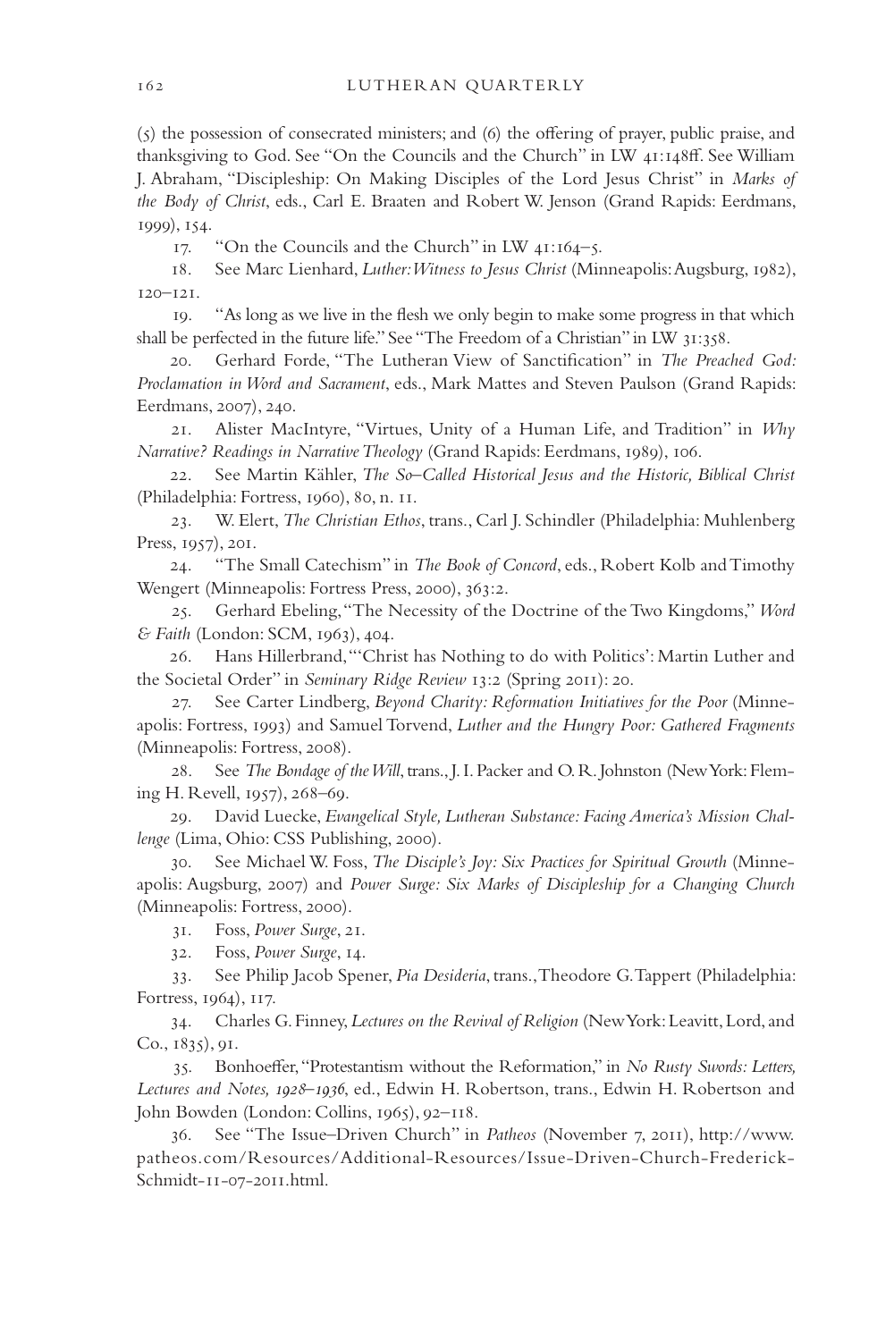(5) the possession of consecrated ministers; and (6) the offering of prayer, public praise, and thanksgiving to God. See "On the Councils and the Church" in LW 41:148ff. See William J. Abraham, "Discipleship: On Making Disciples of the Lord Jesus Christ" in *Marks of the Body of Christ*, eds., Carl E. Braaten and Robert W. Jenson (Grand Rapids: Eerdmans, 1999), 154.

17. "On the Councils and the Church" in LW 41:164–5.

18. See Marc Lienhard, *Luther: Witness to Jesus Christ* (Minneapolis: Augsburg, 1982), 120–121.

19. "As long as we live in the flesh we only begin to make some progress in that which shall be perfected in the future life." See "The Freedom of a Christian" in LW 31:358.

20. Gerhard Forde, "The Lutheran View of Sanctification" in *The Preached God: Proclamation in Word and Sacrament*, eds., Mark Mattes and Steven Paulson (Grand Rapids: Eerdmans, 2007), 240.

21. Alister MacIntyre, "Virtues, Unity of a Human Life, and Tradition" in *Why Narrative? Readings in Narrative Theology* (Grand Rapids: Eerdmans, 1989), 106.

22. See Martin Kähler, *The So–Called Historical Jesus and the Historic, Biblical Christ* (Philadelphia: Fortress, 1960), 80, n. 11.

23. W. Elert, *The Christian Ethos*, trans., Carl J. Schindler (Philadelphia: Muhlenberg Press, 1957), 201.

24. "The Small Catechism" in *The Book of Concord*, eds., Robert Kolb and Timothy Wengert (Minneapolis: Fortress Press, 2000), 363:2.

25. Gerhard Ebeling, "The Necessity of the Doctrine of the Two Kingdoms," *Word & Faith* (London: SCM, 1963), 404.

26. Hans Hillerbrand, "'Christ has Nothing to do with Politics': Martin Luther and the Societal Order" in *Seminary Ridge Review* 13:2 (Spring 2011): 20.

27. See Carter Lindberg, *Beyond Charity: Reformation Initiatives for the Poor* (Minneapolis: Fortress, 1993) and Samuel Torvend, *Luther and the Hungry Poor: Gathered Fragments* (Minneapolis: Fortress, 2008).

28. See *The Bondage of the Will*, trans., J. I. Packer and O. R. Johnston (New York: Fleming H. Revell, 1957), 268–69.

29. David Luecke, *Evangelical Style, Lutheran Substance: Facing America's Mission Challenge* (Lima, Ohio: CSS Publishing, 2000).

30. See Michael W. Foss, *The Disciple's Joy: Six Practices for Spiritual Growth* (Minneapolis: Augsburg, 2007) and *Power Surge: Six Marks of Discipleship for a Changing Church* (Minneapolis: Fortress, 2000).

31. Foss, *Power Surge*, 21.

32. Foss, *Power Surge*, 14.

33. See Philip Jacob Spener, *Pia Desideria*, trans., Theodore G. Tappert (Philadelphia: Fortress, 1964), 117.

34. Charles G. Finney, *Lectures on the Revival of Religion* (New York: Leavitt, Lord, and Co., 1835), 91.

35. Bonhoeffer, "Protestantism without the Reformation," in *No Rusty Swords: Letters, Lectures and Notes, 1928–1936*, ed., Edwin H. Robertson, trans., Edwin H. Robertson and John Bowden (London: Collins, 1965), 92–118.

36. See "The Issue–Driven Church" in *Patheos* (November 7, 2011), http://www.patheos.com/Resources/Additional-Resources/Issue-Driven-Church-Frederick-Schmidt-11-07-2011.html.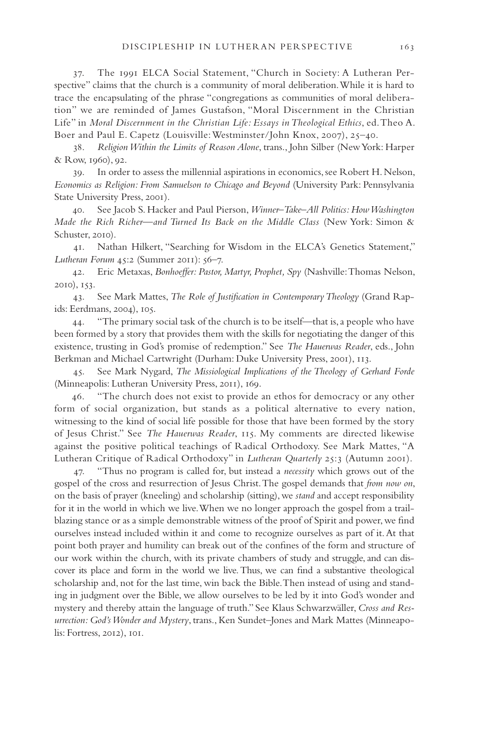37. The 1991 ELCA Social Statement, "Church in Society: A Lutheran Perspective" claims that the church is a community of moral deliberation. While it is hard to trace the encapsulating of the phrase "congregations as communities of moral deliberation" we are reminded of James Gustafson, "Moral Discernment in the Christian Life" in *Moral Discernment in the Christian Life: Essays in Theological Ethics*, ed. Theo A. Boer and Paul E. Capetz (Louisville: Westminster/John Knox, 2007), 25–40.

38. *Religion Within the Limits of Reason Alone*, trans., John Silber (New York: Harper & Row, 1960), 92.

39. In order to assess the millennial aspirations in economics, see Robert H. Nelson, *Economics as Religion: From Samuelson to Chicago and Beyond* (University Park: Pennsylvania State University Press, 2001).

40. See Jacob S. Hacker and Paul Pierson, *Winner-Take-All Politics: How Washington Made the Rich Richer—and Turned Its Back on the Middle Class* (New York: Simon & Schuster, 2010).

41. Nathan Hilkert, "Searching for Wisdom in the ELCA's Genetics Statement," *Lutheran Forum* 45:2 (Summer 2011): 56–7.

42. Eric Metaxas, *Bonhoeffer: Pastor, Martyr, Prophet, Spy* (Nashville: Thomas Nelson, 2010), 153.

43. See Mark Mattes, *The Role of Justification in Contemporary Theology* (Grand Rapids: Eerdmans, 2004), 105.

44. "The primary social task of the church is to be itself—that is, a people who have been formed by a story that provides them with the skills for negotiating the danger of this existence, trusting in God's promise of redemption." See *The Hauerwas Reader*, eds., John Berkman and Michael Cartwright (Durham: Duke University Press, 2001), 113.

45. See Mark Nygard, *The Missiological Implications of the Theology of Gerhard Forde* (Minneapolis: Lutheran University Press, 2011), 169.

46. "The church does not exist to provide an ethos for democracy or any other form of social organization, but stands as a political alternative to every nation, witnessing to the kind of social life possible for those that have been formed by the story of Jesus Christ." See *The Hauerwas Reader*, 115. My comments are directed likewise against the positive political teachings of Radical Orthodoxy. See Mark Mattes, "A Lutheran Critique of Radical Orthodoxy" in *Lutheran Quarterly* 25:3 (Autumn 2001).

47. "Thus no program is called for, but instead a *necessity* which grows out of the gospel of the cross and resurrection of Jesus Christ. The gospel demands that *from now on*, on the basis of prayer (kneeling) and scholarship (sitting), we *stand* and accept responsibility for it in the world in which we live. When we no longer approach the gospel from a trail-blazing stance or as a simple demonstrable witness of the proof of Spirit and power, we find ourselves instead included within it and come to recognize ourselves as part of it. At that point both prayer and humility can break out of the confines of the form and structure of our work within the church, with its private chambers of study and struggle, and can discover its place and form in the world we live. Thus, we can find a substantive theological scholarship and, not for the last time, win back the Bible. Then instead of using and standing in judgment over the Bible, we allow ourselves to be led by it into God's wonder and mystery and thereby attain the language of truth." See Klaus Schwarzwäller, *Cross and Resurrection: God's Wonder and Mystery*, trans., Ken Sundet-Jones and Mark Mattes (Minneapolis: Fortress, 2012), 101.